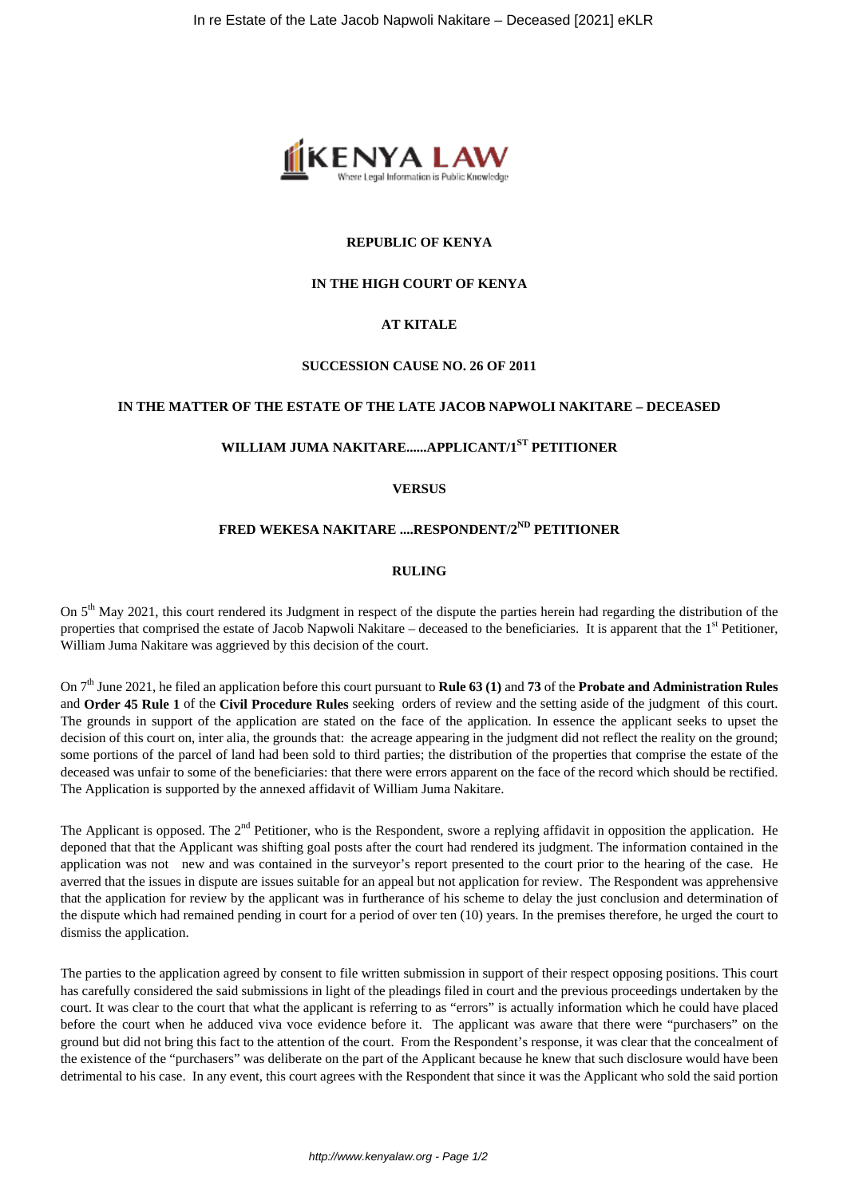**REPUBLIC OF KENYA**

**IN THE HIGH COURT OF KENYA**

**AT KITALE**

**SUCCESSION CAUSE NO. 26 OF 2011**

**IN THE MATTER OF THE ESTATE OF THE LATE JACOB NAPWOLI NAKITARE – DECEASED**

**WILLIAM JUMA NAKITARE......APPLICANT/1ST PETITIONER**

**VERSUS**

**FRED WEKESA NAKITARE ....RESPONDENT/2ND PETITIONER**

**RULING**

On 5th May 2021, this court rendered its Judgment in respect of the dispute the parties herein had regarding the distribution of the properties that comprised the estate of Jacob Napwoli Nakitare – deceased to the beneficiaries. It is apparent that the 1st Petitioner, William Juma Nakitare was aggrieved by this decision of the court.

On 7th June 2021, he filed an application before this court pursuant to **Rule 63 (1)** and **73** of the **Probate and Administration Rules** and **Order 45 Rule 1** of the **Civil Procedure Rules** seeking orders of review and the setting aside of the judgment of this court. The grounds in support of the application are stated on the face of the application. In essence the applicant seeks to upset the decision of this court on, inter alia, the grounds that: the acreage appearing in the judgment did not reflect the reality on the ground; some portions of the parcel of land had been sold to third parties; the distribution of the properties that comprise the estate of the deceased was unfair to some of the beneficiaries: that there were errors apparent on the face of the record which should be rectified. The Application is supported by the annexed affidavit of William Juma Nakitare.

The Applicant is opposed. The 2nd Petitioner, who is the Respondent, swore a replying affidavit in opposition the application. He deponed that that the Applicant was shifting goal posts after the court had rendered its judgment. The information contained in the application was not new and was contained in the surveyor's report presented to the court prior to the hearing of the case. He averred that the issues in dispute are issues suitable for an appeal but not application for review. The Respondent was apprehensive that the application for review by the applicant was in furtherance of his scheme to delay the just conclusion and determination of the dispute which had remained pending in court for a period of over ten (10) years. In the premises therefore, he urged the court to dismiss the application.

The parties to the application agreed by consent to file written submission in support of their respect opposing positions. This court has carefully considered the said submissions in light of the pleadings filed in court and the previous proceedings undertaken by the court. It was clear to the court that what the applicant is referring to as "errors" is actually information which he could have placed before the court when he adduced viva voce evidence before it. The applicant was aware that there were "purchasers" on the ground but did not bring this fact to the attention of the court. From the Respondent's response, it was clear that the concealment of the existence of the "purchasers" was deliberate on the part of the Applicant because he knew that such disclosure would have been detrimental to his case. In any event, this court agrees with the Respondent that since it was the Applicant who sold the said portion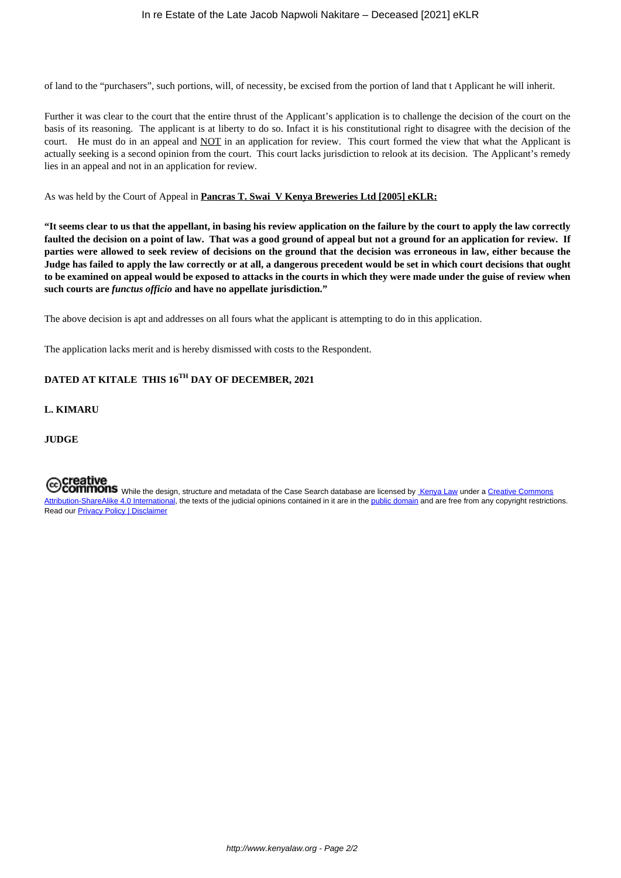of land to the "purchasers", such portions, will, of necessity, be excised from the portion of land that t Applicant he will inherit.

Further it was clear to the court that the entire thrust of the Applicant's application is to challenge the decision of the court on the basis of its reasoning. The applicant is at liberty to do so. Infact it is his constitutional right to disagree with the decision of the court. He must do in an appeal and NOT in an application for review. This court formed the view that what the Applicant is actually seeking is a second opinion from the court. This court lacks jurisdiction to relook at its decision. The Applicant's remedy lies in an appeal and not in an application for review.

As was held by the Court of Appeal in **Pancras T. Swai V Kenya Breweries Ltd [2005] eKLR:**

**"It seems clear to us that the appellant, in basing his review application on the failure by the court to apply the law correctly faulted the decision on a point of law. That was a good ground of appeal but not a ground for an application for review. If parties were allowed to seek review of decisions on the ground that the decision was erroneous in law, either because the Judge has failed to apply the law correctly or at all, a dangerous precedent would be set in which court decisions that ought to be examined on appeal would be exposed to attacks in the courts in which they were made under the guise of review when such courts are *functus officio* and have no appellate jurisdiction."**

The above decision is apt and addresses on all fours what the applicant is attempting to do in this application.

The application lacks merit and is hereby dismissed with costs to the Respondent.

**DATED AT KITALE THIS 16TH DAY OF DECEMBER, 2021**

**L. KIMARU**

**JUDGE**

While the design, structure and metadata of the Case Search database are licensed by Kenya Law under a Creative Commons Attribution-ShareAlike 4.0 International, the texts of the judicial opinions contained in it are in the public domain and are free from any copyright restrictions. Read our Privacy Policy | Disclaimer